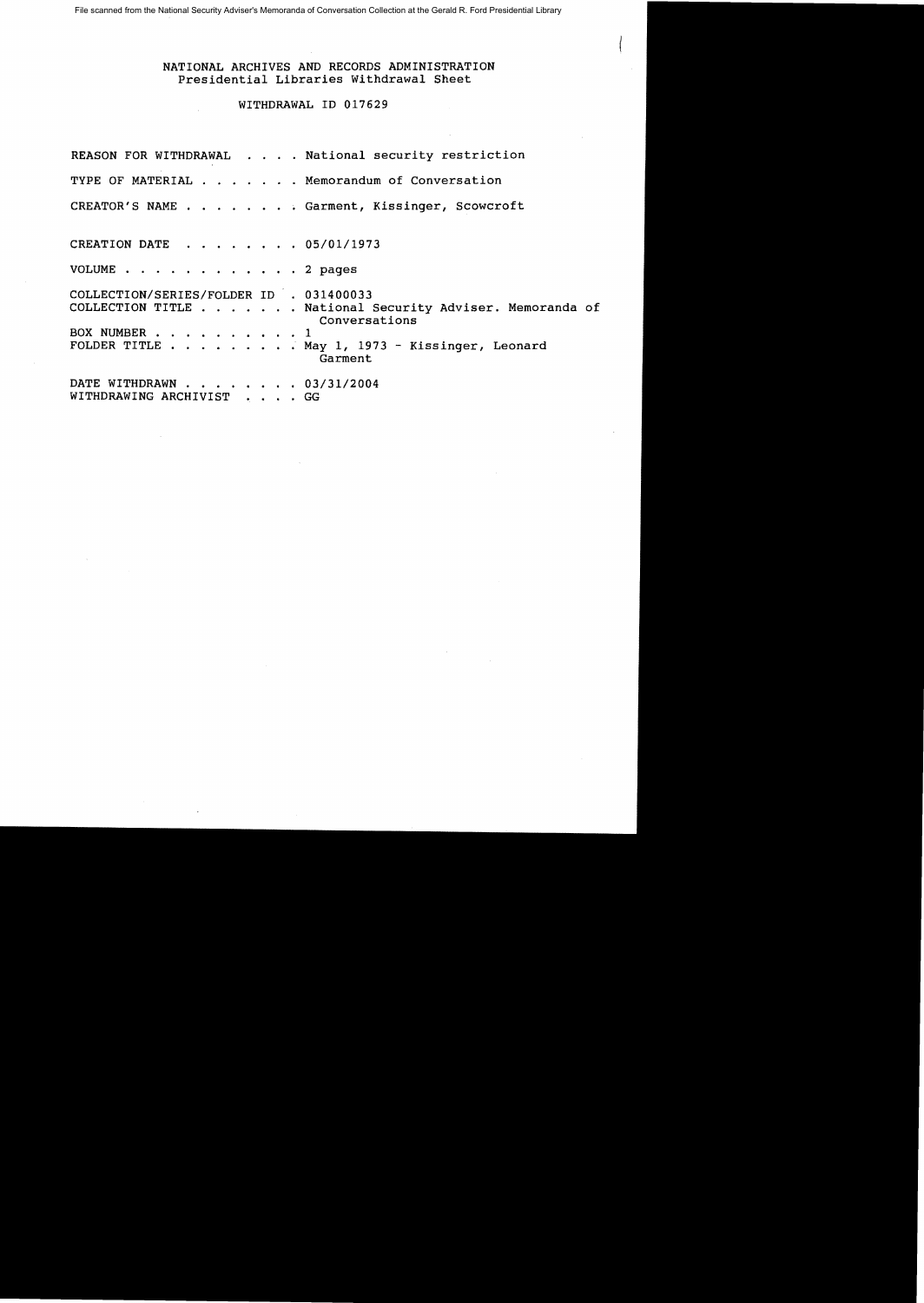File scanned from the National Security Adviser's Memoranda of Conversation Collection at the Gerald R. Ford Presidential Library

NATIONAL ARCHIVES AND RECORDS ADMINISTRATION
Presidential Libraries Withdrawal Sheet

WITHDRAWAL ID 017629

REASON FOR WITHDRAWAL . . . . National security restriction

TYPE OF MATERIAL . . . . . . . Memorandum of Conversation

CREATOR'S NAME . . . . . . . . Garment, Kissinger, Scowcroft

CREATION DATE . . . . . . . . 05/01/1973

VOLUME . . . . . . . . . . . . 2 pages

COLLECTION/SERIES/FOLDER ID . 031400033
COLLECTION TITLE . . . . . . . National Security Adviser. Memoranda of Conversations
BOX NUMBER . . . . . . . . . . 1
FOLDER TITLE . . . . . . . . . May 1, 1973 - Kissinger, Leonard Garment

DATE WITHDRAWN . . . . . . . . 03/31/2004
WITHDRAWING ARCHIVIST . . . . GG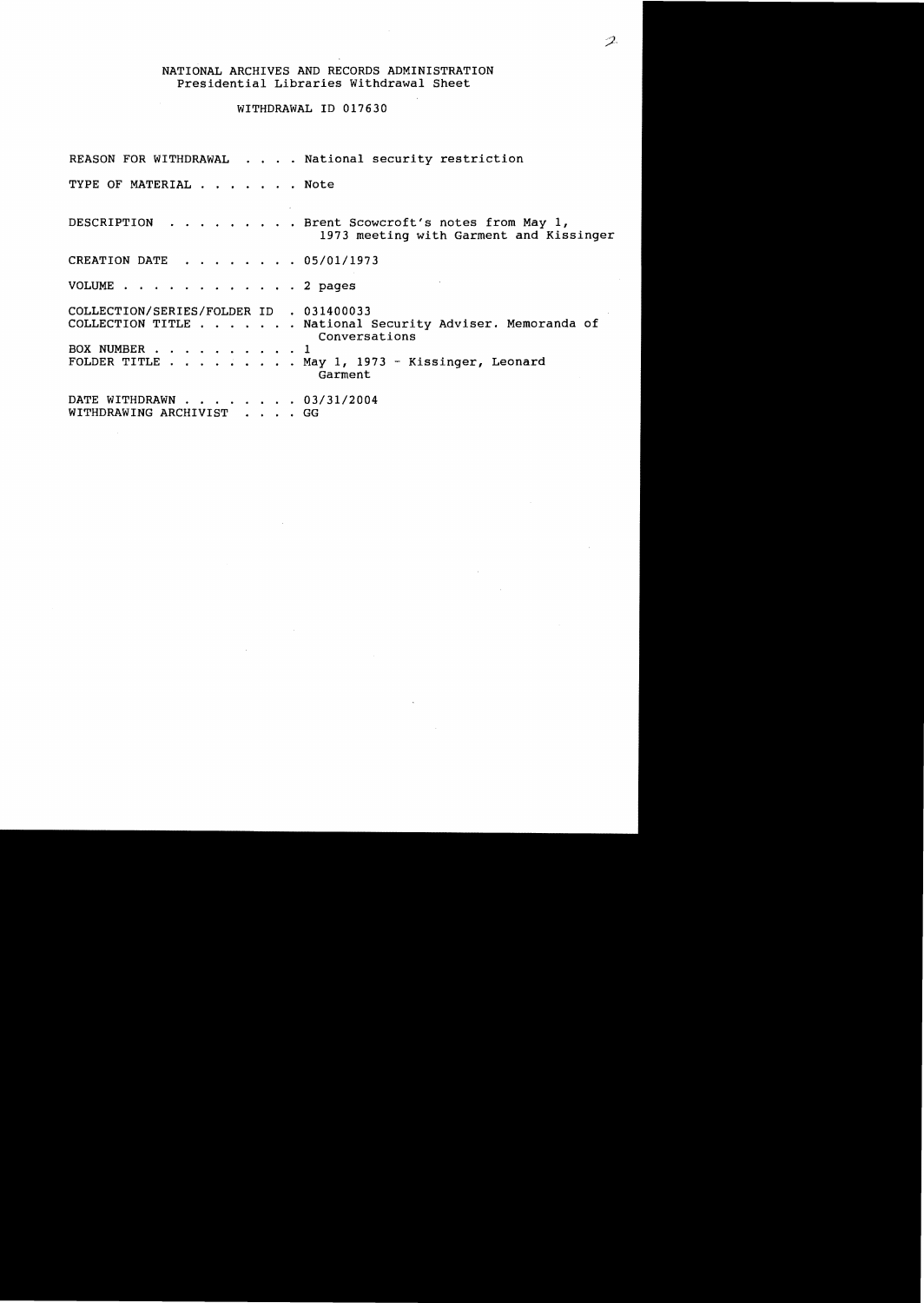NATIONAL ARCHIVES AND RECORDS ADMINISTRATION
Presidential Libraries Withdrawal Sheet

WITHDRAWAL ID 017630

REASON FOR WITHDRAWAL . . . . National security restriction

TYPE OF MATERIAL . . . . . . . Note

DESCRIPTION . . . . . . . . . Brent Scowcroft's notes from May 1, 1973 meeting with Garment and Kissinger

CREATION DATE . . . . . . . . 05/01/1973

VOLUME . . . . . . . . . . . . 2 pages

COLLECTION/SERIES/FOLDER ID . 031400033
COLLECTION TITLE . . . . . . . National Security Adviser. Memoranda of Conversations
BOX NUMBER . . . . . . . . . . 1
FOLDER TITLE . . . . . . . . . May 1, 1973 - Kissinger, Leonard Garment

DATE WITHDRAWN . . . . . . . . 03/31/2004
WITHDRAWING ARCHIVIST . . . . GG